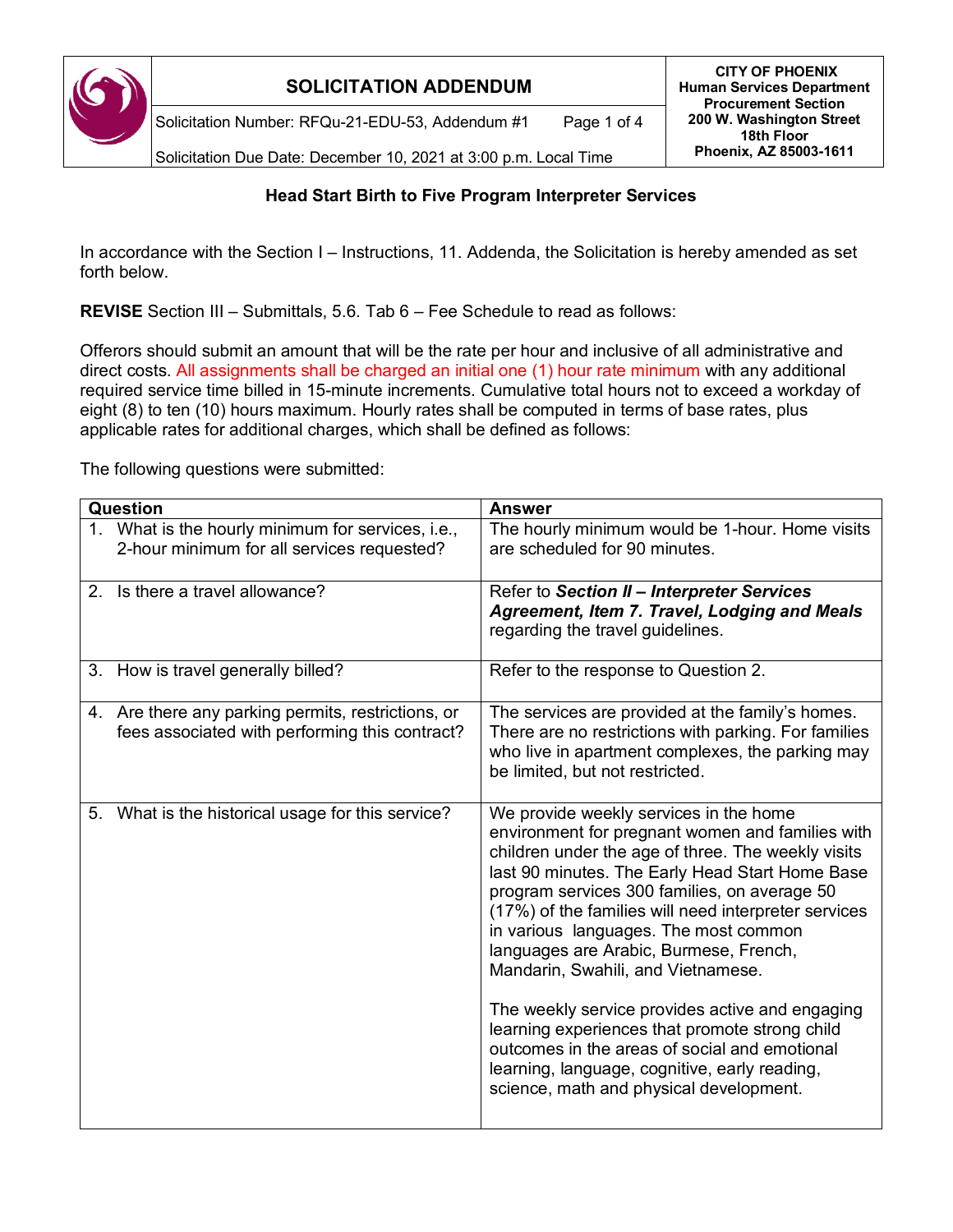# SOLICITATION ADDENDUM

Solicitation Number: RFQu-21-EDU-53, Addendum #1

Solicitation Due Date: December 10, 2021 at 3:00 p.m. Local Time

**CITY OF PHOENIX**
**Human Services Department**
**Procurement Section**
**200 W. Washington Street**
**18th Floor**
**Phoenix, AZ 85003-1611**

## Head Start Birth to Five Program Interpreter Services

In accordance with the Section I – Instructions, 11. Addenda, the Solicitation is hereby amended as set forth below.

**REVISE** Section III – Submittals, 5.6. Tab 6 – Fee Schedule to read as follows:

Offerors should submit an amount that will be the rate per hour and inclusive of all administrative and direct costs. All assignments shall be charged an initial one (1) hour rate minimum with any additional required service time billed in 15-minute increments. Cumulative total hours not to exceed a workday of eight (8) to ten (10) hours maximum. Hourly rates shall be computed in terms of base rates, plus applicable rates for additional charges, which shall be defined as follows:

The following questions were submitted:

| Question | Answer |
|---|---|
| 1. What is the hourly minimum for services, i.e., 2-hour minimum for all services requested? | The hourly minimum would be 1-hour. Home visits are scheduled for 90 minutes. |
| 2. Is there a travel allowance? | Refer to ***Section II – Interpreter Services Agreement, Item 7. Travel, Lodging and Meals*** regarding the travel guidelines. |
| 3. How is travel generally billed? | Refer to the response to Question 2. |
| 4. Are there any parking permits, restrictions, or fees associated with performing this contract? | The services are provided at the family's homes. There are no restrictions with parking. For families who live in apartment complexes, the parking may be limited, but not restricted. |
| 5. What is the historical usage for this service? | We provide weekly services in the home environment for pregnant women and families with children under the age of three. The weekly visits last 90 minutes. The Early Head Start Home Base program services 300 families, on average 50 (17%) of the families will need interpreter services in various languages. The most common languages are Arabic, Burmese, French, Mandarin, Swahili, and Vietnamese.<br><br>The weekly service provides active and engaging learning experiences that promote strong child outcomes in the areas of social and emotional learning, language, cognitive, early reading, science, math and physical development. |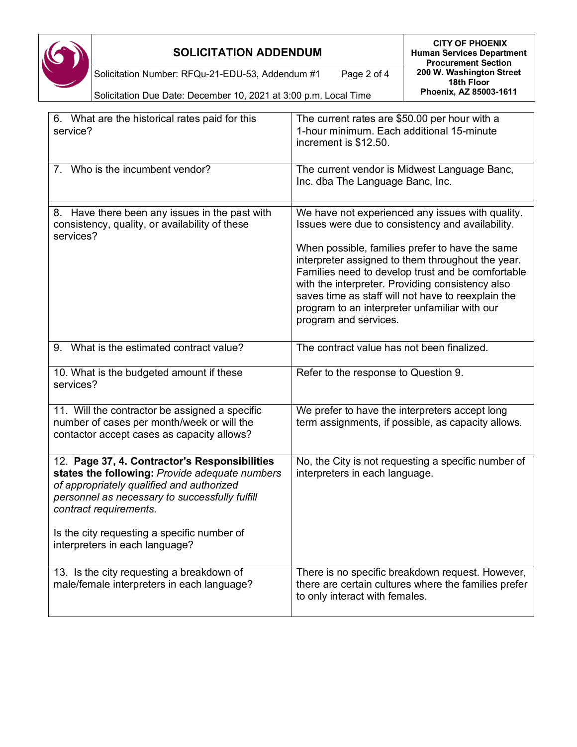| | |
|---|---|
| 6. What are the historical rates paid for this service? | The current rates are $50.00 per hour with a 1-hour minimum. Each additional 15-minute increment is $12.50. |
| 7. Who is the incumbent vendor? | The current vendor is Midwest Language Banc, Inc. dba The Language Banc, Inc. |
| 8. Have there been any issues in the past with consistency, quality, or availability of these services? | We have not experienced any issues with quality. Issues were due to consistency and availability.<br><br>When possible, families prefer to have the same interpreter assigned to them throughout the year. Families need to develop trust and be comfortable with the interpreter. Providing consistency also saves time as staff will not have to reexplain the program to an interpreter unfamiliar with our program and services. |
| 9. What is the estimated contract value? | The contract value has not been finalized. |
| 10. What is the budgeted amount if these services? | Refer to the response to Question 9. |
| 11. Will the contractor be assigned a specific number of cases per month/week or will the contactor accept cases as capacity allows? | We prefer to have the interpreters accept long term assignments, if possible, as capacity allows. |
| 12. **Page 37, 4. Contractor's Responsibilities states the following:** *Provide adequate numbers of appropriately qualified and authorized personnel as necessary to successfully fulfill contract requirements.*<br><br>Is the city requesting a specific number of interpreters in each language? | No, the City is not requesting a specific number of interpreters in each language. |
| 13. Is the city requesting a breakdown of male/female interpreters in each language? | There is no specific breakdown request. However, there are certain cultures where the families prefer to only interact with females. |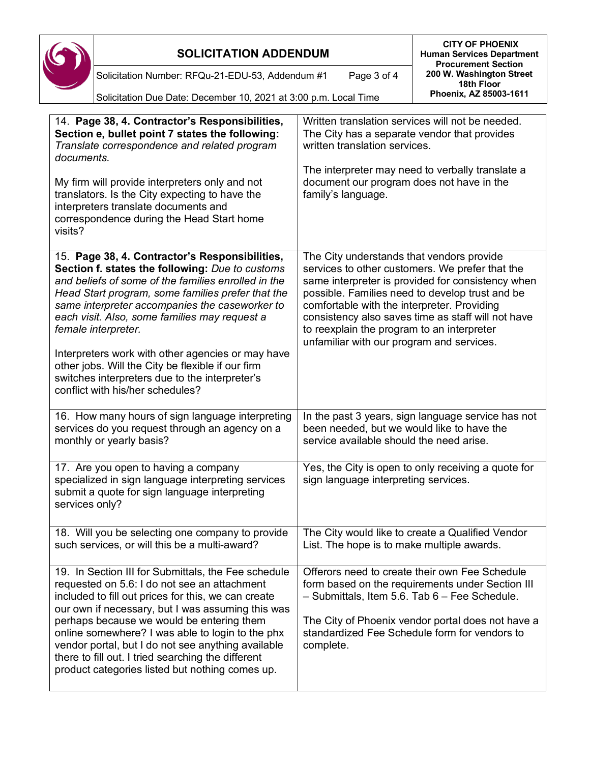| | |
|---|---|
| 14. **Page 38, 4. Contractor's Responsibilities, Section e, bullet point 7 states the following:** *Translate correspondence and related program documents.*<br><br>My firm will provide interpreters only and not translators. Is the City expecting to have the interpreters translate documents and correspondence during the Head Start home visits? | Written translation services will not be needed. The City has a separate vendor that provides written translation services.<br><br>The interpreter may need to verbally translate a document our program does not have in the family's language. |
| 15. **Page 38, 4. Contractor's Responsibilities, Section f. states the following:** *Due to customs and beliefs of some of the families enrolled in the Head Start program, some families prefer that the same interpreter accompanies the caseworker to each visit. Also, some families may request a female interpreter.*<br><br>Interpreters work with other agencies or may have other jobs. Will the City be flexible if our firm switches interpreters due to the interpreter's conflict with his/her schedules? | The City understands that vendors provide services to other customers. We prefer that the same interpreter is provided for consistency when possible. Families need to develop trust and be comfortable with the interpreter. Providing consistency also saves time as staff will not have to reexplain the program to an interpreter unfamiliar with our program and services. |
| 16. How many hours of sign language interpreting services do you request through an agency on a monthly or yearly basis? | In the past 3 years, sign language service has not been needed, but we would like to have the service available should the need arise. |
| 17. Are you open to having a company specialized in sign language interpreting services submit a quote for sign language interpreting services only? | Yes, the City is open to only receiving a quote for sign language interpreting services. |
| 18. Will you be selecting one company to provide such services, or will this be a multi-award? | The City would like to create a Qualified Vendor List. The hope is to make multiple awards. |
| 19. In Section III for Submittals, the Fee schedule requested on 5.6: I do not see an attachment included to fill out prices for this, we can create our own if necessary, but I was assuming this was perhaps because we would be entering them online somewhere? I was able to login to the phx vendor portal, but I do not see anything available there to fill out. I tried searching the different product categories listed but nothing comes up. | Offerors need to create their own Fee Schedule form based on the requirements under Section III – Submittals, Item 5.6. Tab 6 – Fee Schedule.<br><br>The City of Phoenix vendor portal does not have a standardized Fee Schedule form for vendors to complete. |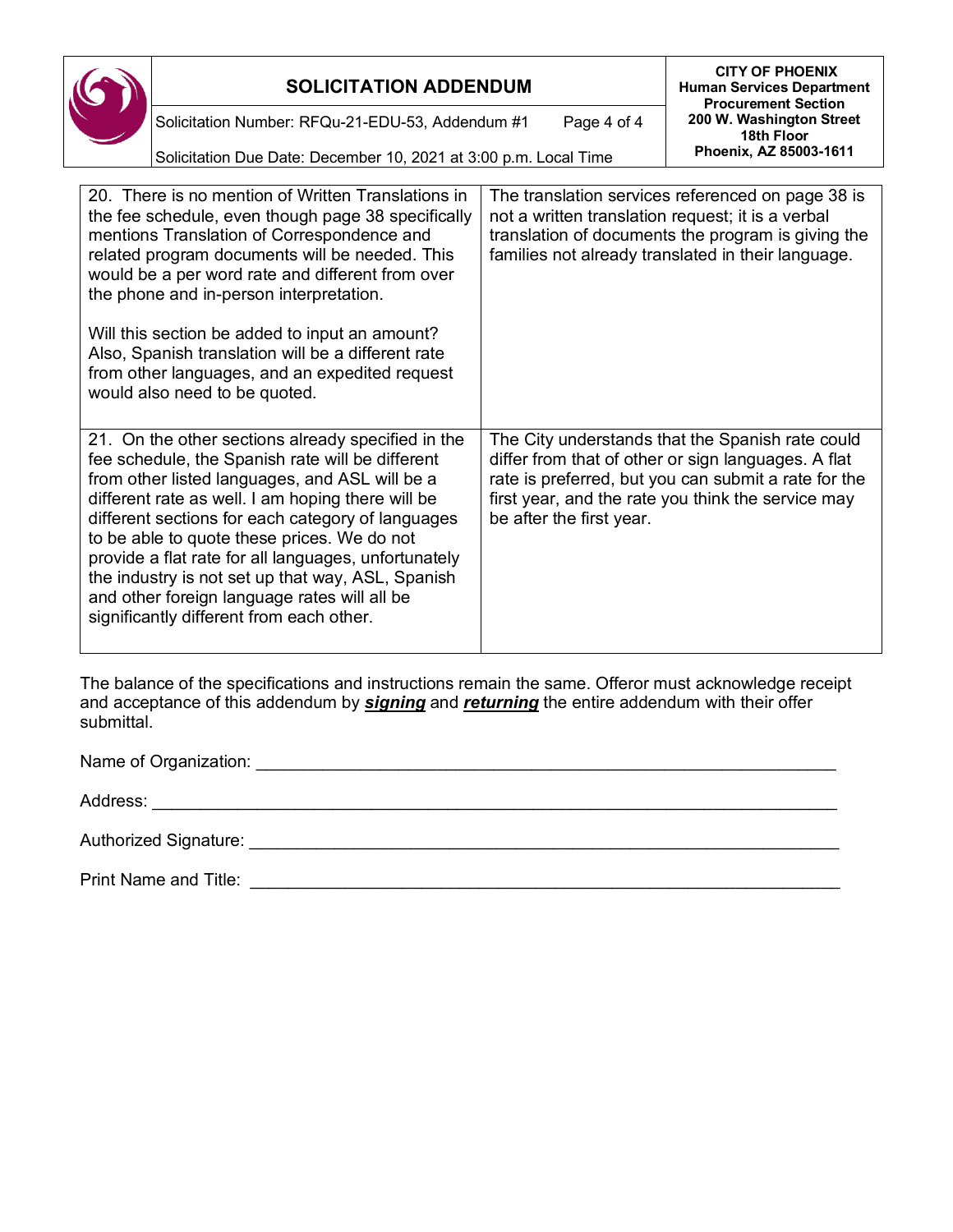| | |
|---|---|
| 20. There is no mention of Written Translations in the fee schedule, even though page 38 specifically mentions Translation of Correspondence and related program documents will be needed. This would be a per word rate and different from over the phone and in-person interpretation.<br><br>Will this section be added to input an amount? Also, Spanish translation will be a different rate from other languages, and an expedited request would also need to be quoted. | The translation services referenced on page 38 is not a written translation request; it is a verbal translation of documents the program is giving the families not already translated in their language. |
| 21. On the other sections already specified in the fee schedule, the Spanish rate will be different from other listed languages, and ASL will be a different rate as well. I am hoping there will be different sections for each category of languages to be able to quote these prices. We do not provide a flat rate for all languages, unfortunately the industry is not set up that way, ASL, Spanish and other foreign language rates will all be significantly different from each other. | The City understands that the Spanish rate could differ from that of other or sign languages. A flat rate is preferred, but you can submit a rate for the first year, and the rate you think the service may be after the first year. |

The balance of the specifications and instructions remain the same. Offeror must acknowledge receipt and acceptance of this addendum by ***signing*** and ***returning*** the entire addendum with their offer submittal.

Name of Organization: ______________________________

Address: ______________________________

Authorized Signature: ______________________________

Print Name and Title: ______________________________